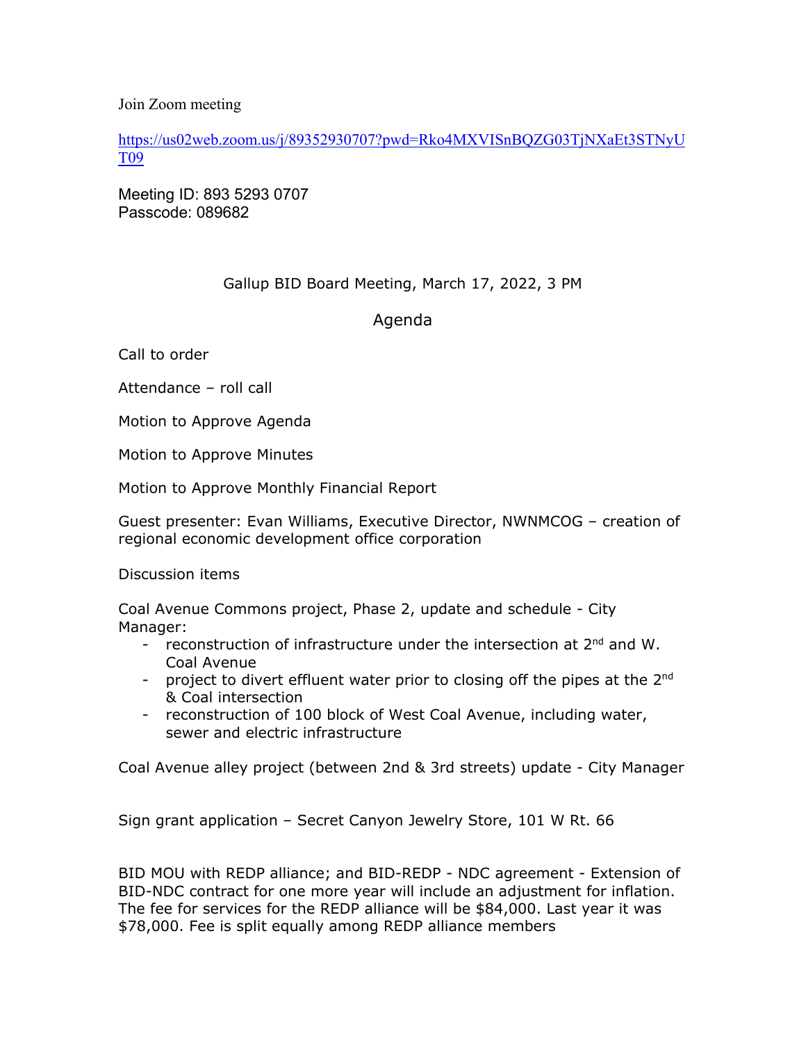Join Zoom meeting

https://us02web.zoom.us/j/89352930707?pwd=Rko4MXVISnBQZG03TjNXaEt3STNyUT09

Meeting ID: 893 5293 0707
Passcode: 089682

## Gallup BID Board Meeting, March 17, 2022, 3 PM

## Agenda

Call to order

Attendance – roll call

Motion to Approve Agenda

Motion to Approve Minutes

Motion to Approve Monthly Financial Report

Guest presenter: Evan Williams, Executive Director, NWNMCOG – creation of regional economic development office corporation

Discussion items

Coal Avenue Commons project, Phase 2, update and schedule - City Manager:

- reconstruction of infrastructure under the intersection at 2nd and W. Coal Avenue
- project to divert effluent water prior to closing off the pipes at the 2nd & Coal intersection
- reconstruction of 100 block of West Coal Avenue, including water, sewer and electric infrastructure

Coal Avenue alley project (between 2nd & 3rd streets) update - City Manager

Sign grant application – Secret Canyon Jewelry Store, 101 W Rt. 66

BID MOU with REDP alliance; and BID-REDP - NDC agreement - Extension of BID-NDC contract for one more year will include an adjustment for inflation. The fee for services for the REDP alliance will be $84,000. Last year it was $78,000. Fee is split equally among REDP alliance members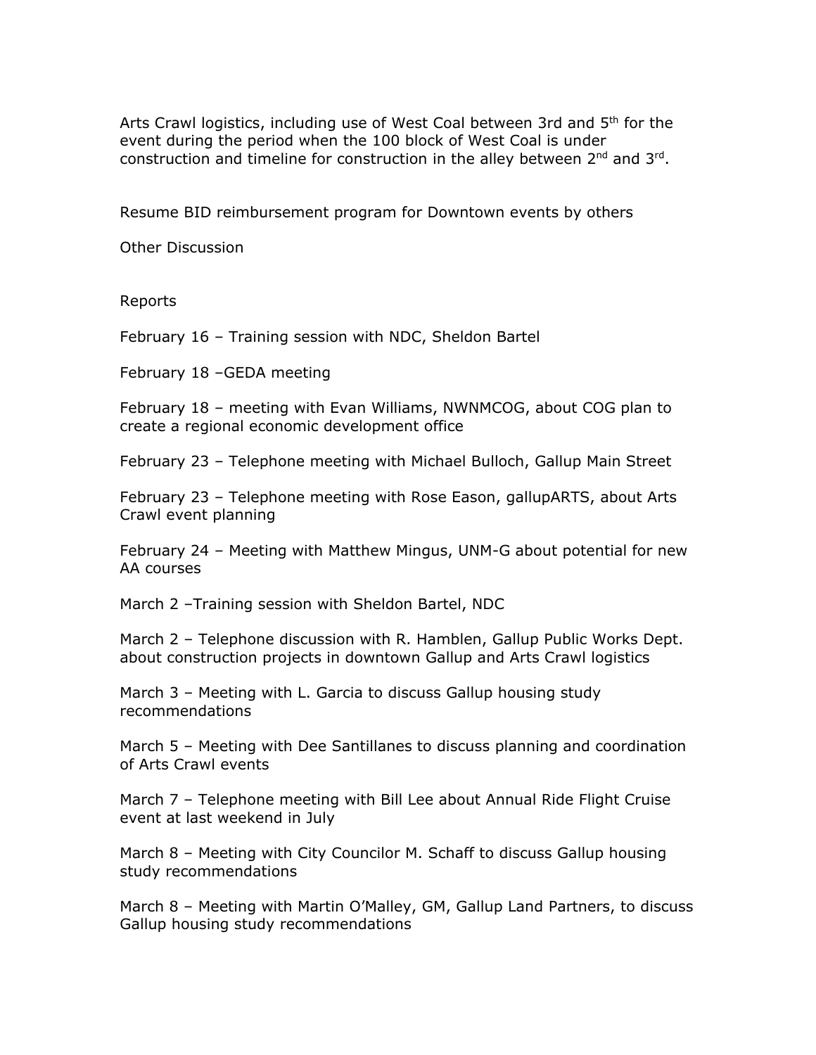Arts Crawl logistics, including use of West Coal between 3rd and 5th for the event during the period when the 100 block of West Coal is under construction and timeline for construction in the alley between 2nd and 3rd.

Resume BID reimbursement program for Downtown events by others

Other Discussion

Reports

February 16 – Training session with NDC, Sheldon Bartel

February 18 –GEDA meeting

February 18 – meeting with Evan Williams, NWNMCOG, about COG plan to create a regional economic development office

February 23 – Telephone meeting with Michael Bulloch, Gallup Main Street

February 23 – Telephone meeting with Rose Eason, gallupARTS, about Arts Crawl event planning

February 24 – Meeting with Matthew Mingus, UNM-G about potential for new AA courses

March 2 –Training session with Sheldon Bartel, NDC

March 2 – Telephone discussion with R. Hamblen, Gallup Public Works Dept. about construction projects in downtown Gallup and Arts Crawl logistics

March 3 – Meeting with L. Garcia to discuss Gallup housing study recommendations

March 5 – Meeting with Dee Santillanes to discuss planning and coordination of Arts Crawl events

March 7 – Telephone meeting with Bill Lee about Annual Ride Flight Cruise event at last weekend in July

March 8 – Meeting with City Councilor M. Schaff to discuss Gallup housing study recommendations

March 8 – Meeting with Martin O'Malley, GM, Gallup Land Partners, to discuss Gallup housing study recommendations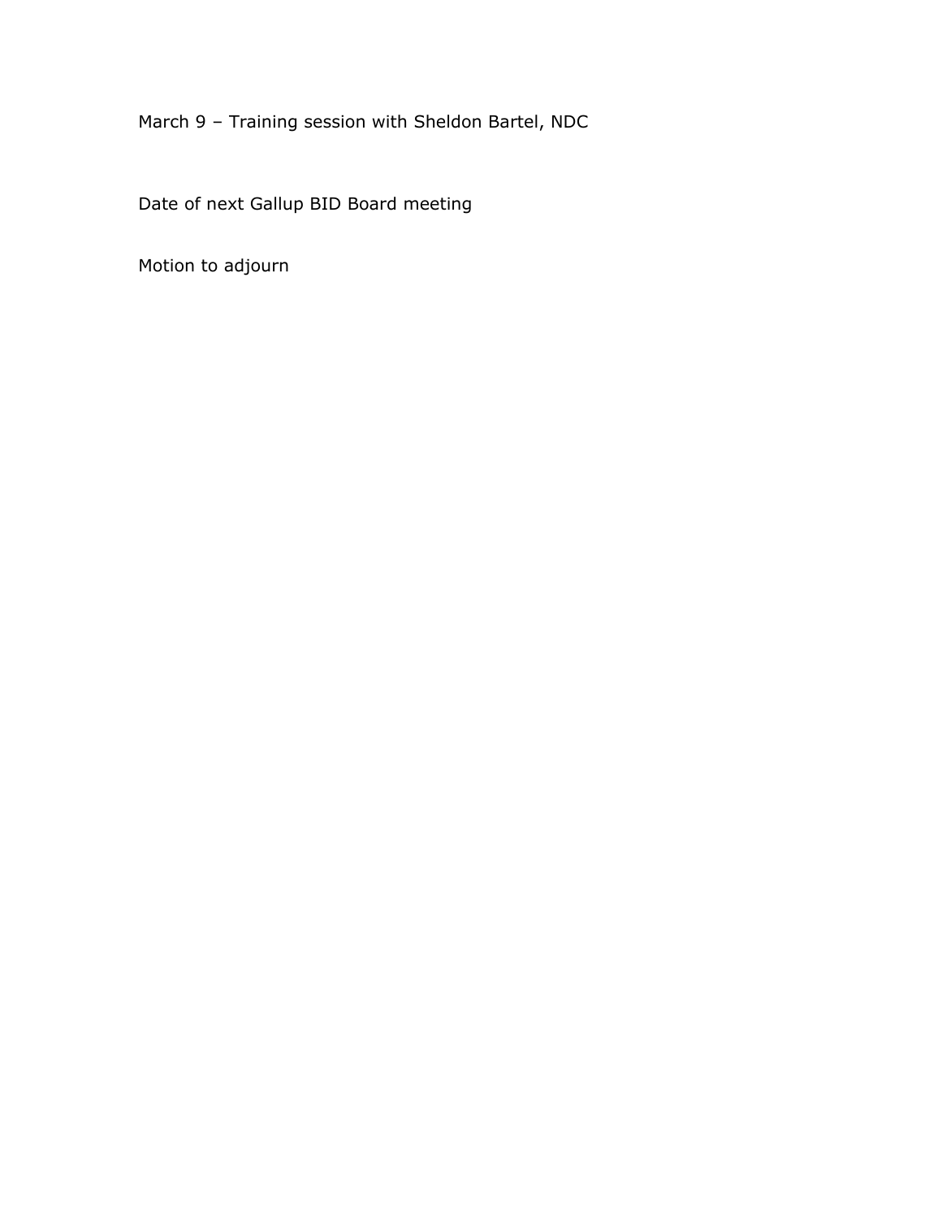March 9 – Training session with Sheldon Bartel, NDC

Date of next Gallup BID Board meeting

Motion to adjourn